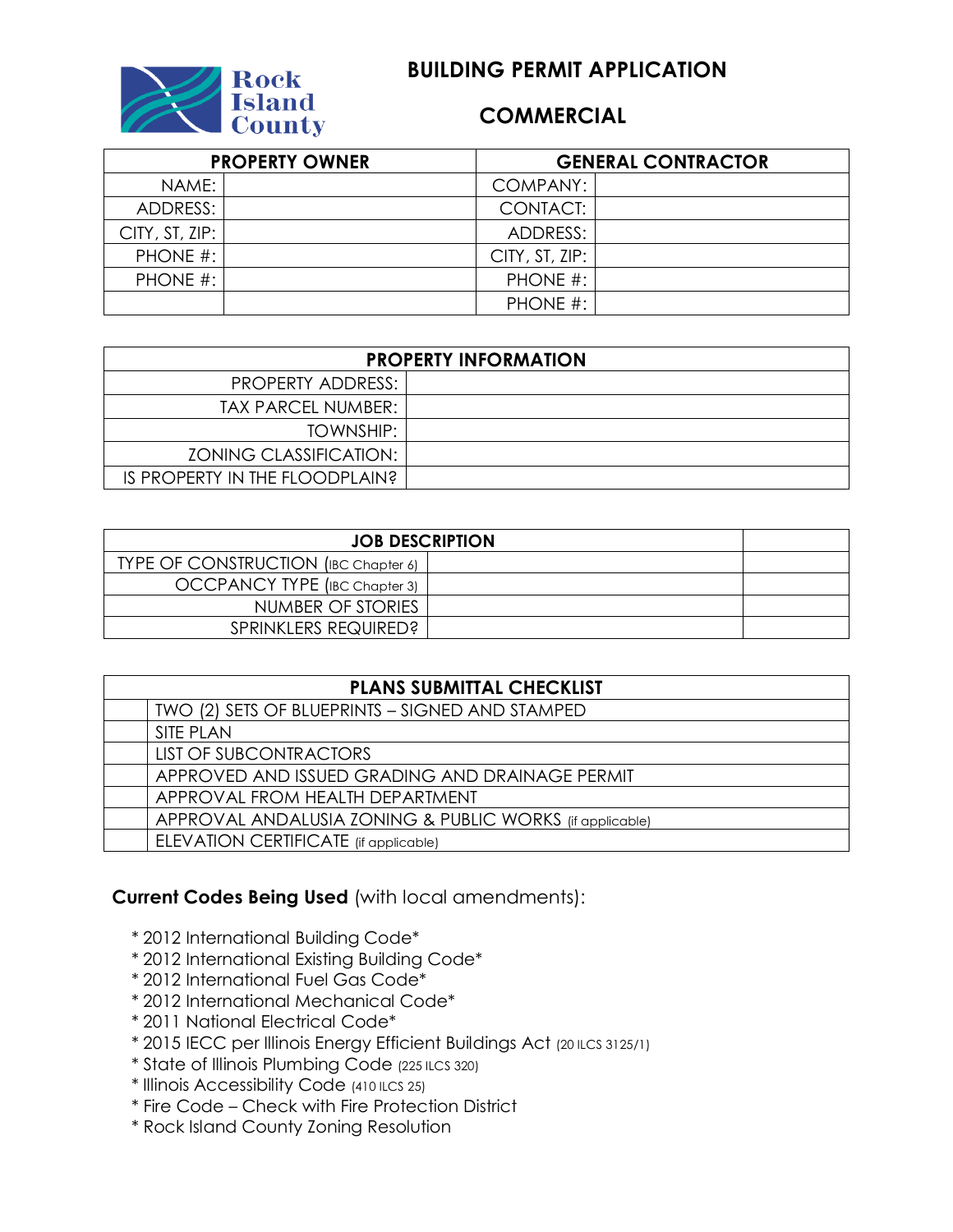Rock Island County

# BUILDING PERMIT APPLICATION

## COMMERCIAL

| PROPERTY OWNER | | GENERAL CONTRACTOR | |
|---|---|---|---|
| NAME: | | COMPANY: | |
| ADDRESS: | | CONTACT: | |
| CITY, ST, ZIP: | | ADDRESS: | |
| PHONE #: | | CITY, ST, ZIP: | |
| PHONE #: | | PHONE #: | |
| | | PHONE #: | |

| PROPERTY INFORMATION | |
|---|---|
| PROPERTY ADDRESS: | |
| TAX PARCEL NUMBER: | |
| TOWNSHIP: | |
| ZONING CLASSIFICATION: | |
| IS PROPERTY IN THE FLOODPLAIN? | |

| JOB DESCRIPTION | | |
|---|---|---|
| TYPE OF CONSTRUCTION (IBC Chapter 6) | | |
| OCCPANCY TYPE (IBC Chapter 3) | | |
| NUMBER OF STORIES | | |
| SPRINKLERS REQUIRED? | | |

| | PLANS SUBMITTAL CHECKLIST |
|---|---|
| | TWO (2) SETS OF BLUEPRINTS – SIGNED AND STAMPED |
| | SITE PLAN |
| | LIST OF SUBCONTRACTORS |
| | APPROVED AND ISSUED GRADING AND DRAINAGE PERMIT |
| | APPROVAL FROM HEALTH DEPARTMENT |
| | APPROVAL ANDALUSIA ZONING & PUBLIC WORKS (if applicable) |
| | ELEVATION CERTIFICATE (if applicable) |

**Current Codes Being Used** (with local amendments):

- * 2012 International Building Code*
- * 2012 International Existing Building Code*
- * 2012 International Fuel Gas Code*
- * 2012 International Mechanical Code*
- * 2011 National Electrical Code*
- * 2015 IECC per Illinois Energy Efficient Buildings Act (20 ILCS 3125/1)
- * State of Illinois Plumbing Code (225 ILCS 320)
- * Illinois Accessibility Code (410 ILCS 25)
- * Fire Code – Check with Fire Protection District
- * Rock Island County Zoning Resolution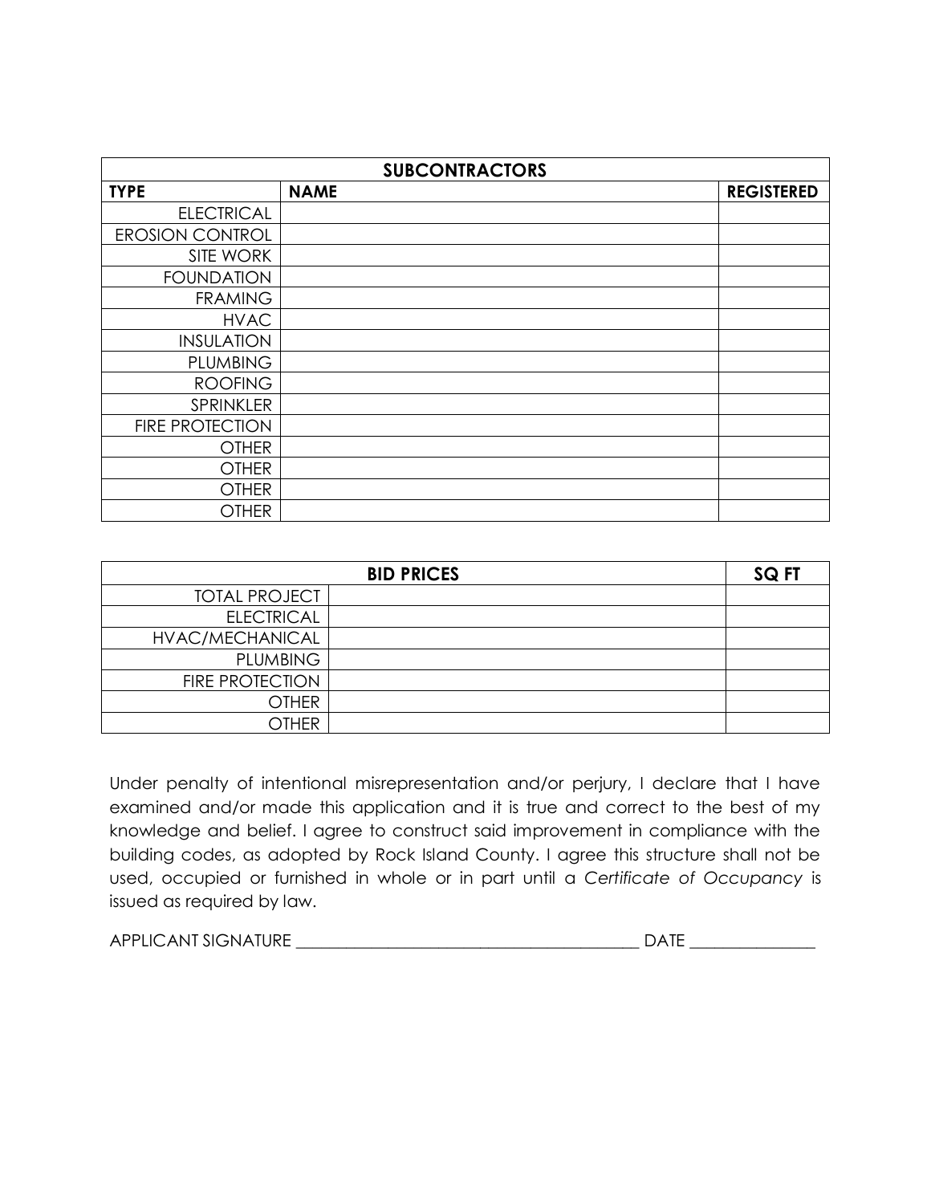| SUBCONTRACTORS | | |
|---|---|---|
| **TYPE** | **NAME** | **REGISTERED** |
| ELECTRICAL | | |
| EROSION CONTROL | | |
| SITE WORK | | |
| FOUNDATION | | |
| FRAMING | | |
| HVAC | | |
| INSULATION | | |
| PLUMBING | | |
| ROOFING | | |
| SPRINKLER | | |
| FIRE PROTECTION | | |
| OTHER | | |
| OTHER | | |
| OTHER | | |
| OTHER | | |

| BID PRICES | | SQ FT |
|---|---|---|
| TOTAL PROJECT | | |
| ELECTRICAL | | |
| HVAC/MECHANICAL | | |
| PLUMBING | | |
| FIRE PROTECTION | | |
| OTHER | | |
| OTHER | | |

Under penalty of intentional misrepresentation and/or perjury, I declare that I have examined and/or made this application and it is true and correct to the best of my knowledge and belief. I agree to construct said improvement in compliance with the building codes, as adopted by Rock Island County. I agree this structure shall not be used, occupied or furnished in whole or in part until a *Certificate of Occupancy* is issued as required by law.

APPLICANT SIGNATURE ___________________________________________ DATE _______________